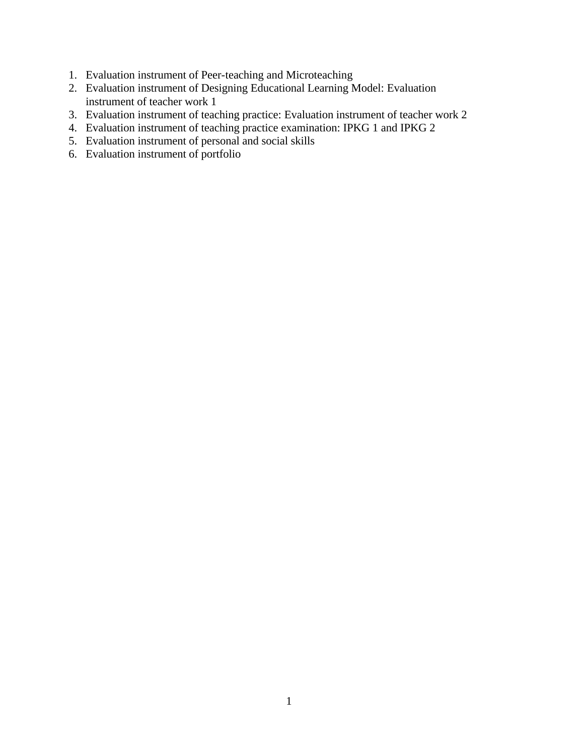1. Evaluation instrument of Peer-teaching and Microteaching
2. Evaluation instrument of Designing Educational Learning Model: Evaluation instrument of teacher work 1
3. Evaluation instrument of teaching practice: Evaluation instrument of teacher work 2
4. Evaluation instrument of teaching practice examination: IPKG 1 and IPKG 2
5. Evaluation instrument of personal and social skills
6. Evaluation instrument of portfolio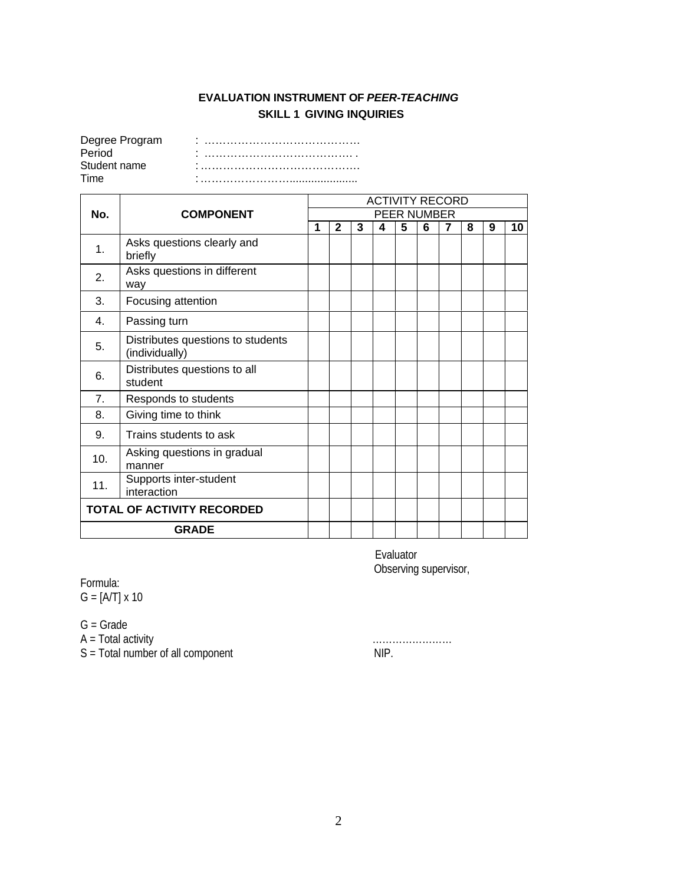**EVALUATION INSTRUMENT OF *PEER-TEACHING***

**SKILL 1 GIVING INQUIRIES**

Degree Program : ……………………………………
Period : …………………………………. .
Student name : ……………………………………
Time : ……………………......................

| No. | COMPONENT | ACTIVITY RECORD | | | | | | | | | |
|---|---|---|---|---|---|---|---|---|---|---|---|
| | | PEER NUMBER | | | | | | | | | |
| | | **1** | **2** | **3** | **4** | **5** | **6** | **7** | **8** | **9** | **10** |
| 1. | Asks questions clearly and briefly | | | | | | | | | | |
| 2. | Asks questions in different way | | | | | | | | | | |
| 3. | Focusing attention | | | | | | | | | | |
| 4. | Passing turn | | | | | | | | | | |
| 5. | Distributes questions to students (individually) | | | | | | | | | | |
| 6. | Distributes questions to all student | | | | | | | | | | |
| 7. | Responds to students | | | | | | | | | | |
| 8. | Giving time to think | | | | | | | | | | |
| 9. | Trains students to ask | | | | | | | | | | |
| 10. | Asking questions in gradual manner | | | | | | | | | | |
| 11. | Supports inter-student interaction | | | | | | | | | | |
| **TOTAL OF ACTIVITY RECORDED** | | | | | | | | | | | |
| **GRADE** | | | | | | | | | | | |

Evaluator
Observing supervisor,

Formula:
G = [A/T] x 10

G = Grade
A = Total activity
S = Total number of all component

……………………
NIP.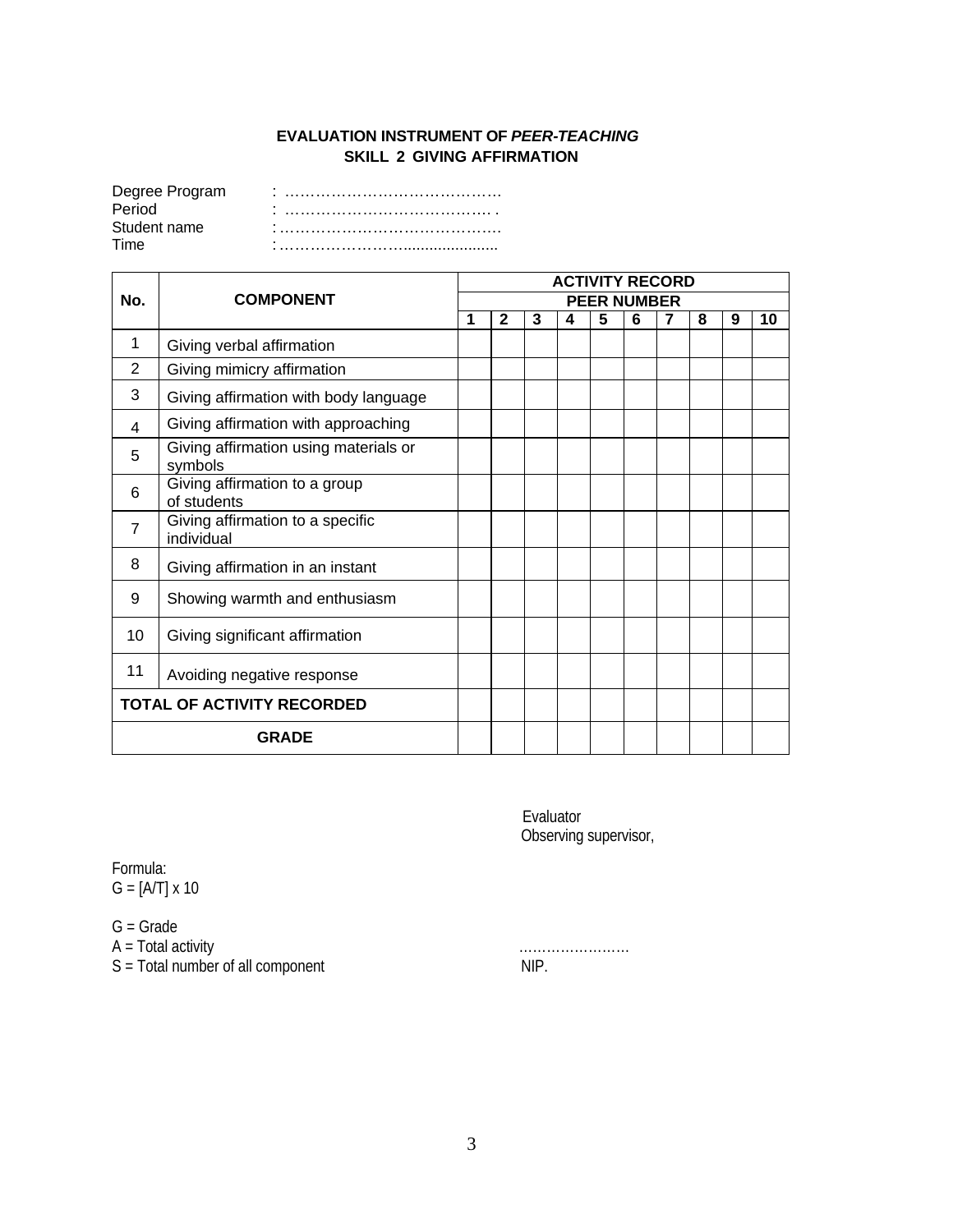**EVALUATION INSTRUMENT OF *PEER-TEACHING***
**SKILL 2 GIVING AFFIRMATION**

Degree Program : ……………………………………
Period : ………………………………… .
Student name : ………………………………………
Time : ………………………......................

| No. | COMPONENT | ACTIVITY RECORD | | | | | | | | | |
|---|---|---|---|---|---|---|---|---|---|---|---|
| | | PEER NUMBER | | | | | | | | | |
| | | 1 | 2 | 3 | 4 | 5 | 6 | 7 | 8 | 9 | 10 |
| 1 | Giving verbal affirmation | | | | | | | | | | |
| 2 | Giving mimicry affirmation | | | | | | | | | | |
| 3 | Giving affirmation with body language | | | | | | | | | | |
| 4 | Giving affirmation with approaching | | | | | | | | | | |
| 5 | Giving affirmation using materials or symbols | | | | | | | | | | |
| 6 | Giving affirmation to a group of students | | | | | | | | | | |
| 7 | Giving affirmation to a specific individual | | | | | | | | | | |
| 8 | Giving affirmation in an instant | | | | | | | | | | |
| 9 | Showing warmth and enthusiasm | | | | | | | | | | |
| 10 | Giving significant affirmation | | | | | | | | | | |
| 11 | Avoiding negative response | | | | | | | | | | |
| TOTAL OF ACTIVITY RECORDED | | | | | | | | | | | |
| GRADE | | | | | | | | | | | |

Evaluator
Observing supervisor,

……………………
NIP.

Formula:
G = [A/T] x 10

G = Grade
A = Total activity
S = Total number of all component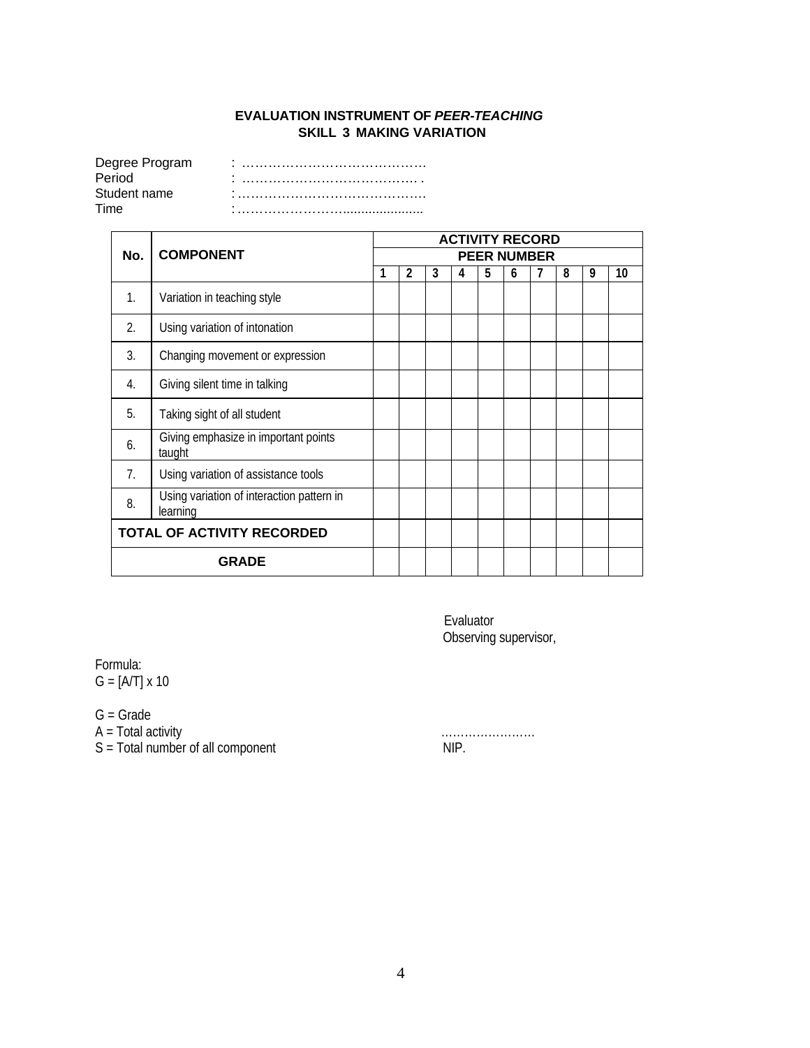**EVALUATION INSTRUMENT OF *PEER-TEACHING***
**SKILL 3 MAKING VARIATION**

Degree Program : ……………………………………
Period : …………………………………. .
Student name : ……………………………………
Time : ……………………......................

| No. | COMPONENT | ACTIVITY RECORD | | | | | | | | | |
|---|---|---|---|---|---|---|---|---|---|---|---|
| | | PEER NUMBER | | | | | | | | | |
| | | 1 | 2 | 3 | 4 | 5 | 6 | 7 | 8 | 9 | 10 |
| 1. | Variation in teaching style | | | | | | | | | | |
| 2. | Using variation of intonation | | | | | | | | | | |
| 3. | Changing movement or expression | | | | | | | | | | |
| 4. | Giving silent time in talking | | | | | | | | | | |
| 5. | Taking sight of all student | | | | | | | | | | |
| 6. | Giving emphasize in important points taught | | | | | | | | | | |
| 7. | Using variation of assistance tools | | | | | | | | | | |
| 8. | Using variation of interaction pattern in learning | | | | | | | | | | |
| TOTAL OF ACTIVITY RECORDED | | | | | | | | | | | |
| GRADE | | | | | | | | | | | |

Evaluator
Observing supervisor,

Formula:
G = [A/T] x 10

G = Grade
A = Total activity
S = Total number of all component

……………………
NIP.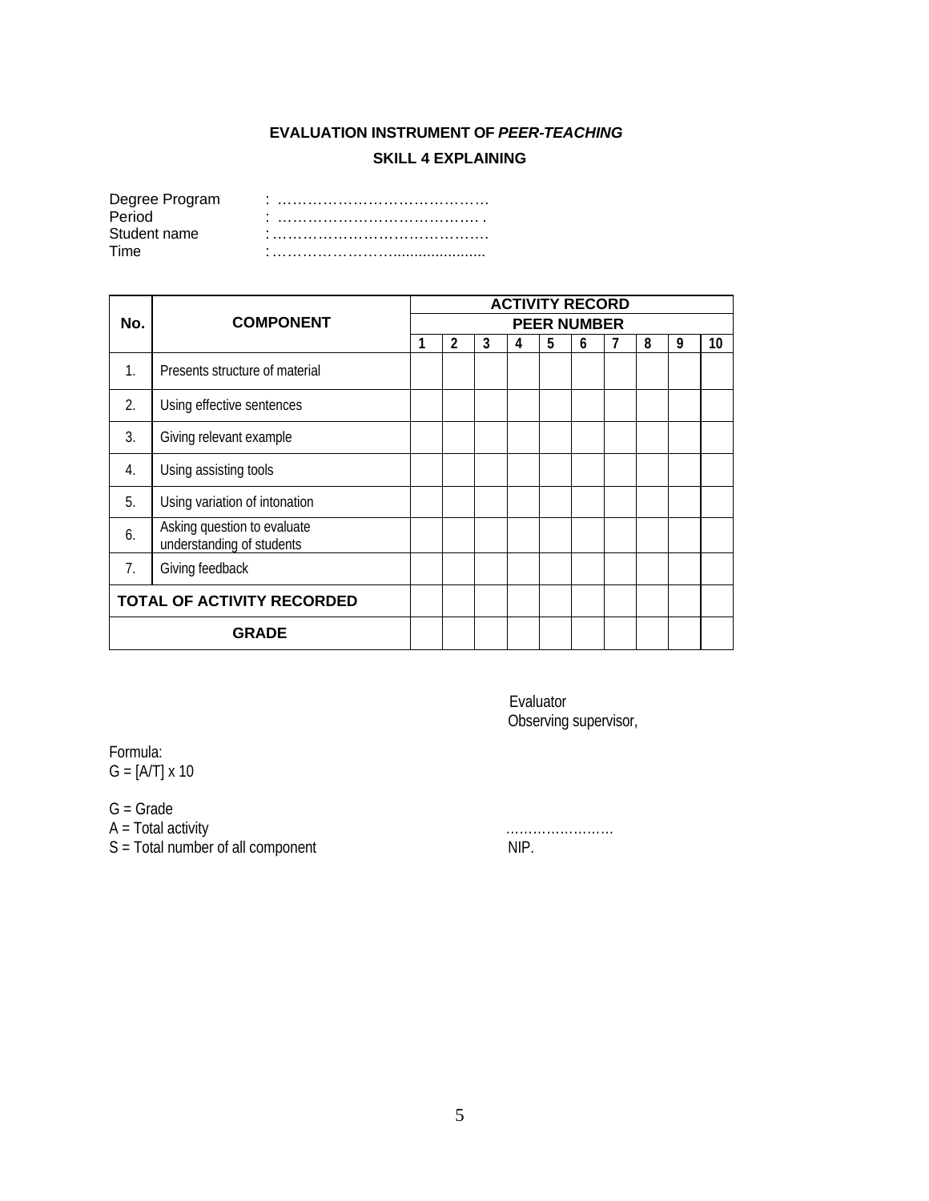**EVALUATION INSTRUMENT OF *PEER-TEACHING***

**SKILL 4 EXPLAINING**

Degree Program : ……………………………………
Period : …………………………………. .
Student name : ……………………………………
Time : …………………….....................

| No. | COMPONENT | ACTIVITY RECORD | | | | | | | | | |
|---|---|---|---|---|---|---|---|---|---|---|---|
| | | PEER NUMBER | | | | | | | | | |
| | | 1 | 2 | 3 | 4 | 5 | 6 | 7 | 8 | 9 | 10 |
| 1. | Presents structure of material | | | | | | | | | | |
| 2. | Using effective sentences | | | | | | | | | | |
| 3. | Giving relevant example | | | | | | | | | | |
| 4. | Using assisting tools | | | | | | | | | | |
| 5. | Using variation of intonation | | | | | | | | | | |
| 6. | Asking question to evaluate understanding of students | | | | | | | | | | |
| 7. | Giving feedback | | | | | | | | | | |
| **TOTAL OF ACTIVITY RECORDED** | | | | | | | | | | | |
| **GRADE** | | | | | | | | | | | |

Evaluator
Observing supervisor,

Formula:
$G = [A/T] \times 10$

G = Grade
A = Total activity
S = Total number of all component

……………………
NIP.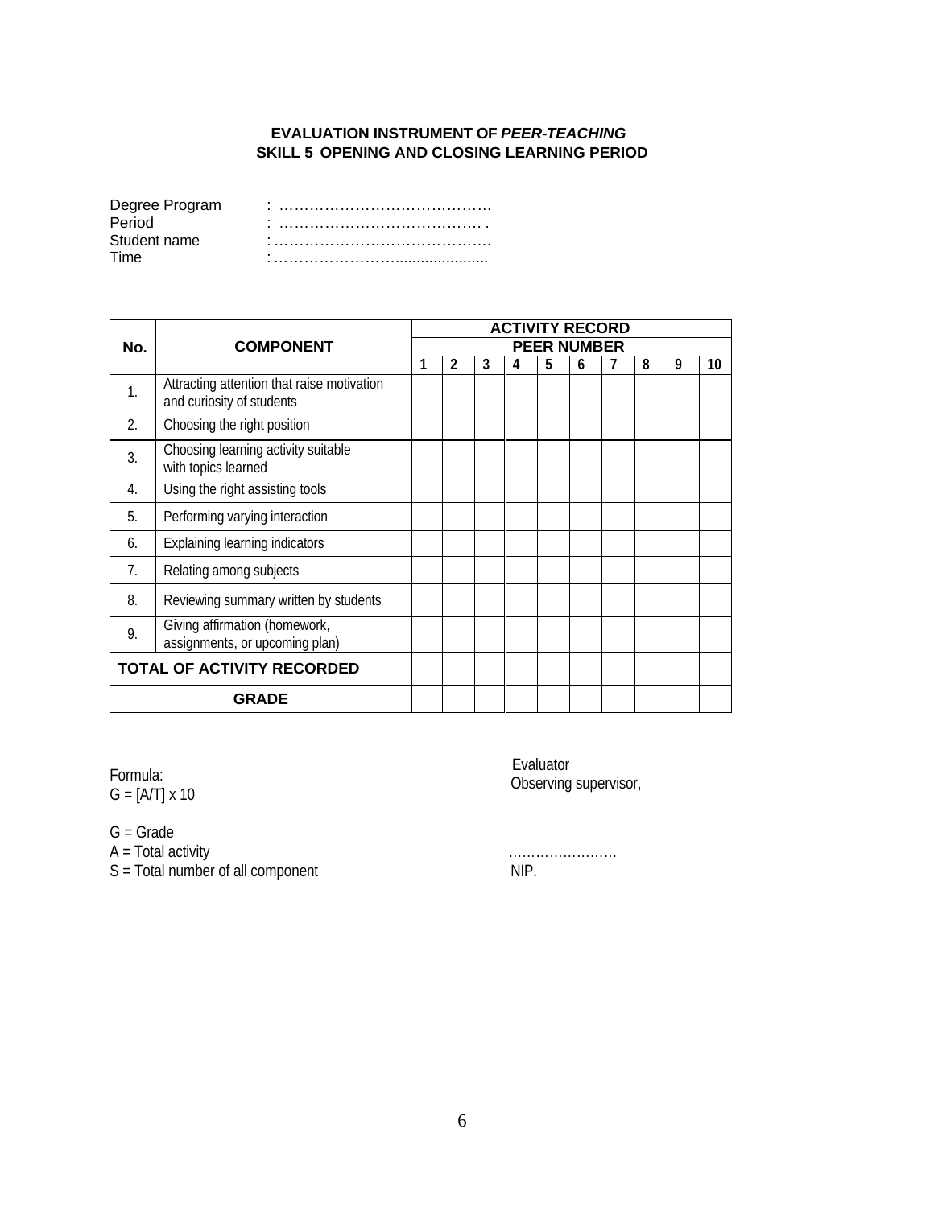**EVALUATION INSTRUMENT OF *PEER-TEACHING***
**SKILL 5 OPENING AND CLOSING LEARNING PERIOD**

Degree Program : ……………………………………
Period : …………………………………… .
Student name : ……………………………………
Time : ……………………......................

| No. | COMPONENT | ACTIVITY RECORD | | | | | | | | | |
|---|---|---|---|---|---|---|---|---|---|---|---|
| | | PEER NUMBER | | | | | | | | | |
| | | 1 | 2 | 3 | 4 | 5 | 6 | 7 | 8 | 9 | 10 |
| 1. | Attracting attention that raise motivation and curiosity of students | | | | | | | | | | |
| 2. | Choosing the right position | | | | | | | | | | |
| 3. | Choosing learning activity suitable with topics learned | | | | | | | | | | |
| 4. | Using the right assisting tools | | | | | | | | | | |
| 5. | Performing varying interaction | | | | | | | | | | |
| 6. | Explaining learning indicators | | | | | | | | | | |
| 7. | Relating among subjects | | | | | | | | | | |
| 8. | Reviewing summary written by students | | | | | | | | | | |
| 9. | Giving affirmation (homework, assignments, or upcoming plan) | | | | | | | | | | |
| **TOTAL OF ACTIVITY RECORDED** | | | | | | | | | | | |
| **GRADE** | | | | | | | | | | | |

Formula:
G = [A/T] x 10

G = Grade
A = Total activity
S = Total number of all component

Evaluator
Observing supervisor,

……………………
NIP.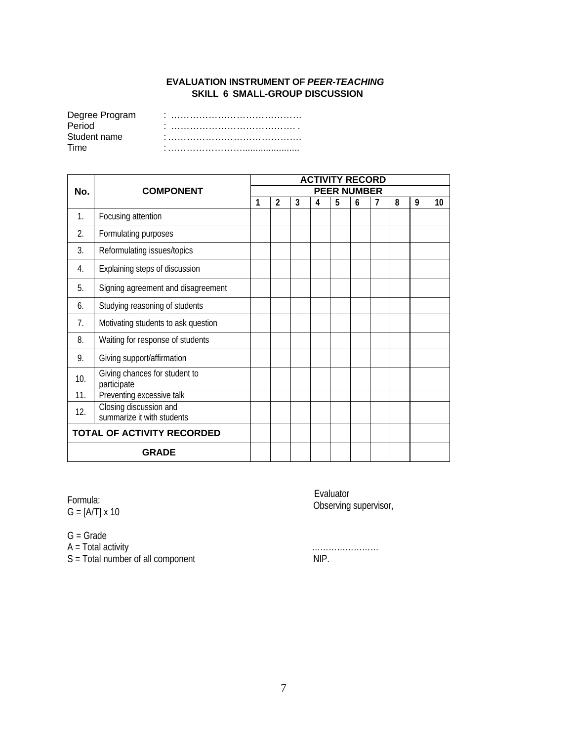**EVALUATION INSTRUMENT OF *PEER-TEACHING***
**SKILL 6 SMALL-GROUP DISCUSSION**

Degree Program : ……………………………………
Period : …………………………………. .
Student name : ……………………………………
Time : ……………………......................

| No. | COMPONENT | ACTIVITY RECORD | | | | | | | | | |
|---|---|---|---|---|---|---|---|---|---|---|---|
| | | PEER NUMBER | | | | | | | | | |
| | | 1 | 2 | 3 | 4 | 5 | 6 | 7 | 8 | 9 | 10 |
| 1. | Focusing attention | | | | | | | | | | |
| 2. | Formulating purposes | | | | | | | | | | |
| 3. | Reformulating issues/topics | | | | | | | | | | |
| 4. | Explaining steps of discussion | | | | | | | | | | |
| 5. | Signing agreement and disagreement | | | | | | | | | | |
| 6. | Studying reasoning of students | | | | | | | | | | |
| 7. | Motivating students to ask question | | | | | | | | | | |
| 8. | Waiting for response of students | | | | | | | | | | |
| 9. | Giving support/affirmation | | | | | | | | | | |
| 10. | Giving chances for student to participate | | | | | | | | | | |
| 11. | Preventing excessive talk | | | | | | | | | | |
| 12. | Closing discussion and summarize it with students | | | | | | | | | | |
| **TOTAL OF ACTIVITY RECORDED** | | | | | | | | | | | |
| **GRADE** | | | | | | | | | | | |

Formula:
G = [A/T] x 10

G = Grade
A = Total activity
S = Total number of all component

Evaluator
Observing supervisor,

……………………
NIP.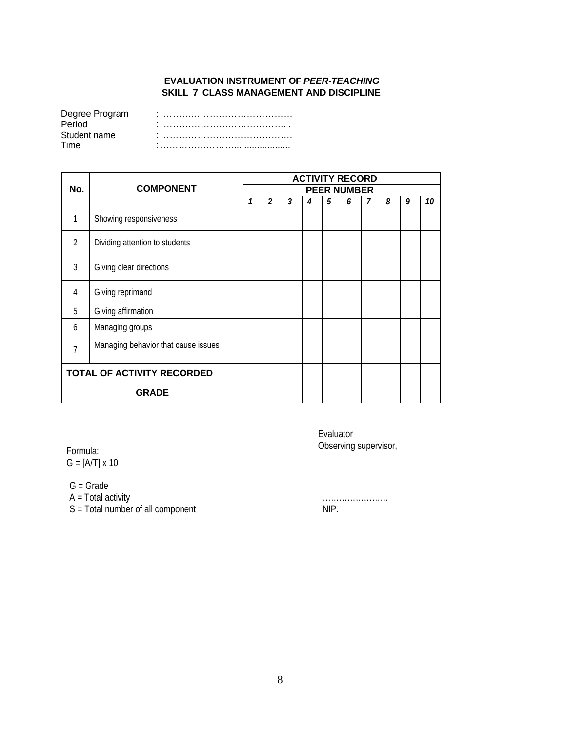**EVALUATION INSTRUMENT OF *PEER-TEACHING***
**SKILL 7 CLASS MANAGEMENT AND DISCIPLINE**

Degree Program : ……………………………………
Period : …………………………………… .
Student name : ……………………………………
Time : ………………………......................

| No. | COMPONENT | ACTIVITY RECORD | | | | | | | | | |
|---|---|---|---|---|---|---|---|---|---|---|---|
| | | PEER NUMBER | | | | | | | | | |
| | | *1* | *2* | *3* | *4* | *5* | *6* | *7* | *8* | *9* | *10* |
| 1 | Showing responsiveness | | | | | | | | | | |
| 2 | Dividing attention to students | | | | | | | | | | |
| 3 | Giving clear directions | | | | | | | | | | |
| 4 | Giving reprimand | | | | | | | | | | |
| 5 | Giving affirmation | | | | | | | | | | |
| 6 | Managing groups | | | | | | | | | | |
| 7 | Managing behavior that cause issues | | | | | | | | | | |
| **TOTAL OF ACTIVITY RECORDED** | | | | | | | | | | | |
| **GRADE** | | | | | | | | | | | |

Formula:
G = [A/T] x 10

G = Grade
A = Total activity
S = Total number of all component

Evaluator
Observing supervisor,

……………………
NIP.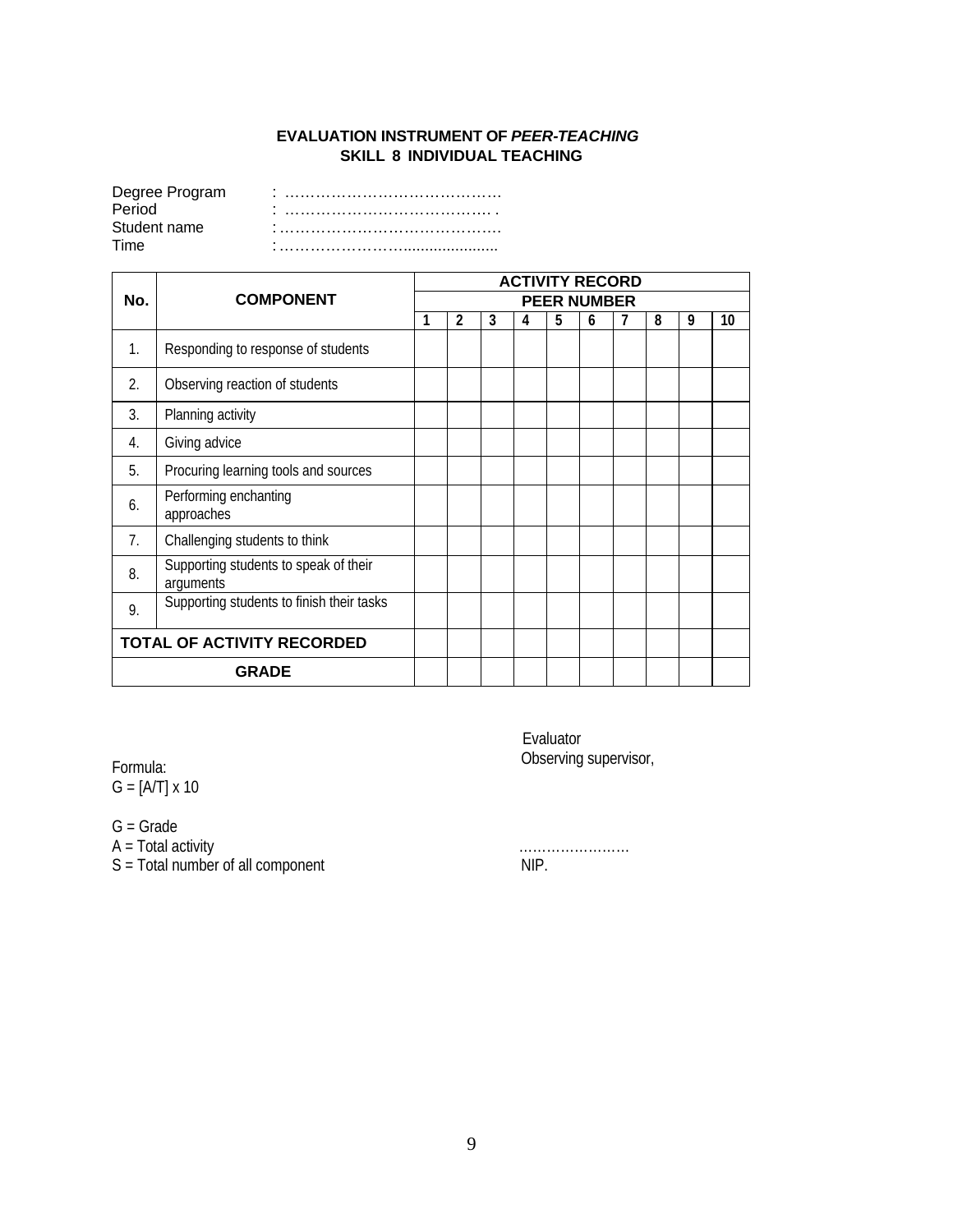**EVALUATION INSTRUMENT OF *PEER-TEACHING***
**SKILL 8 INDIVIDUAL TEACHING**

Degree Program : ……………………………………
Period : …………………………………. .
Student name : ……………………………………
Time : ……………………......................

| No. | COMPONENT | ACTIVITY RECORD | | | | | | | | | |
|---|---|---|---|---|---|---|---|---|---|---|---|
| | | PEER NUMBER | | | | | | | | | |
| | | 1 | 2 | 3 | 4 | 5 | 6 | 7 | 8 | 9 | 10 |
| 1. | Responding to response of students | | | | | | | | | | |
| 2. | Observing reaction of students | | | | | | | | | | |
| 3. | Planning activity | | | | | | | | | | |
| 4. | Giving advice | | | | | | | | | | |
| 5. | Procuring learning tools and sources | | | | | | | | | | |
| 6. | Performing enchanting approaches | | | | | | | | | | |
| 7. | Challenging students to think | | | | | | | | | | |
| 8. | Supporting students to speak of their arguments | | | | | | | | | | |
| 9. | Supporting students to finish their tasks | | | | | | | | | | |
| **TOTAL OF ACTIVITY RECORDED** | | | | | | | | | | | |
| **GRADE** | | | | | | | | | | | |

Evaluator
Observing supervisor,

……………………
NIP.

Formula:
G = [A/T] x 10

G = Grade
A = Total activity
S = Total number of all component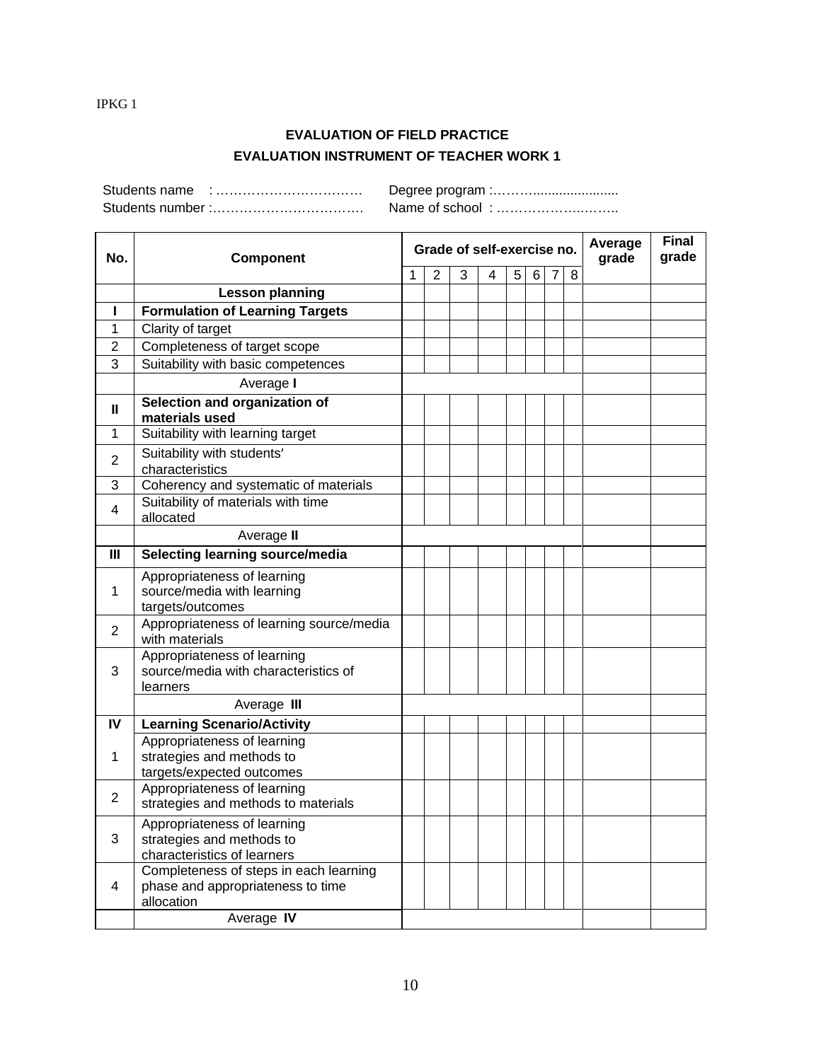IPKG 1

## EVALUATION OF FIELD PRACTICE

## EVALUATION INSTRUMENT OF TEACHER WORK 1

Students name : ……………………………  Degree program :………......................

Students number :…………………………….  Name of school : ………………..……..

| No. | Component | Grade of self-exercise no. | | | | | | | | Average grade | Final grade |
|---|---|---|---|---|---|---|---|---|---|---|---|
| | | 1 | 2 | 3 | 4 | 5 | 6 | 7 | 8 | | |
| | **Lesson planning** | | | | | | | | | | |
| **I** | **Formulation of Learning Targets** | | | | | | | | | | |
| 1 | Clarity of target | | | | | | | | | | |
| 2 | Completeness of target scope | | | | | | | | | | |
| 3 | Suitability with basic competences | | | | | | | | | | |
| | Average **I** | | | | | | | | | | |
| **II** | **Selection and organization of materials used** | | | | | | | | | | |
| 1 | Suitability with learning target | | | | | | | | | | |
| 2 | Suitability with students′ characteristics | | | | | | | | | | |
| 3 | Coherency and systematic of materials | | | | | | | | | | |
| 4 | Suitability of materials with time allocated | | | | | | | | | | |
| | Average **II** | | | | | | | | | | |
| **III** | **Selecting learning source/media** | | | | | | | | | | |
| 1 | Appropriateness of learning source/media with learning targets/outcomes | | | | | | | | | | |
| 2 | Appropriateness of learning source/media with materials | | | | | | | | | | |
| 3 | Appropriateness of learning source/media with characteristics of learners | | | | | | | | | | |
| | Average **III** | | | | | | | | | | |
| **IV** | **Learning Scenario/Activity** | | | | | | | | | | |
| 1 | Appropriateness of learning strategies and methods to targets/expected outcomes | | | | | | | | | | |
| 2 | Appropriateness of learning strategies and methods to materials | | | | | | | | | | |
| 3 | Appropriateness of learning strategies and methods to characteristics of learners | | | | | | | | | | |
| 4 | Completeness of steps in each learning phase and appropriateness to time allocation | | | | | | | | | | |
| | Average **IV** | | | | | | | | | | |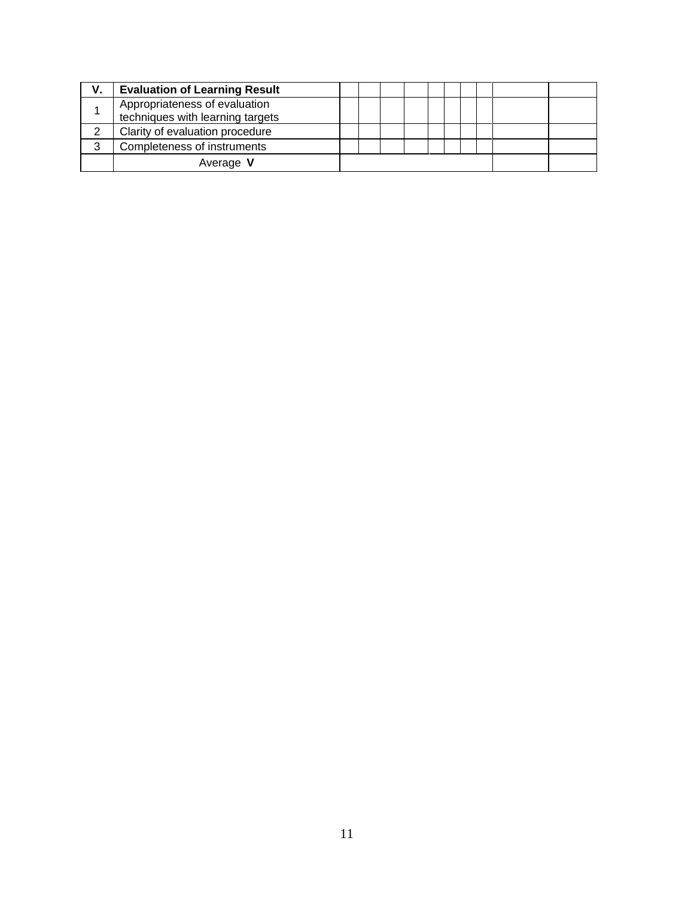| V. | **Evaluation of Learning Result** | | | | | | | | | | |
|---|---|---|---|---|---|---|---|---|---|---|---|
| 1 | Appropriateness of evaluation techniques with learning targets | | | | | | | | | | |
| 2 | Clarity of evaluation procedure | | | | | | | | | | |
| 3 | Completeness of instruments | | | | | | | | | | |
| | Average **V** | | | | | | | | | | |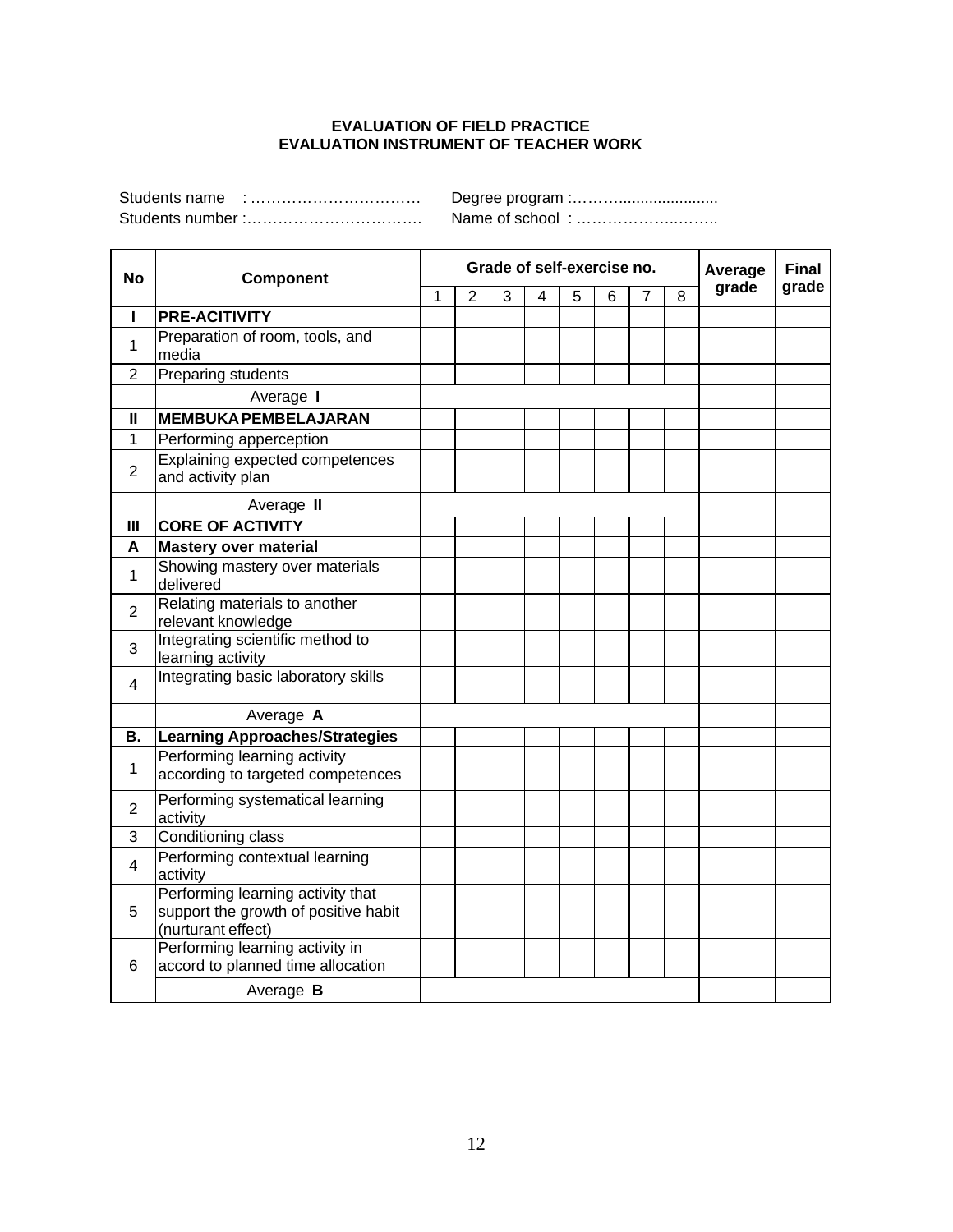**EVALUATION OF FIELD PRACTICE**
**EVALUATION INSTRUMENT OF TEACHER WORK**

Students name : …………………………… Degree program :………......................

Students number :……………………………. Name of school : ……………….……..

| No | Component | Grade of self-exercise no. | | | | | | | | Average grade | Final grade |
|---|---|---|---|---|---|---|---|---|---|---|---|
| | | 1 | 2 | 3 | 4 | 5 | 6 | 7 | 8 | | |
| **I** | **PRE-ACITIVITY** | | | | | | | | | | |
| 1 | Preparation of room, tools, and media | | | | | | | | | | |
| 2 | Preparing students | | | | | | | | | | |
| | Average **I** | | | | | | | | | | |
| **II** | **MEMBUKA PEMBELAJARAN** | | | | | | | | | | |
| 1 | Performing apperception | | | | | | | | | | |
| 2 | Explaining expected competences and activity plan | | | | | | | | | | |
| | Average **II** | | | | | | | | | | |
| **III** | **CORE OF ACTIVITY** | | | | | | | | | | |
| **A** | **Mastery over material** | | | | | | | | | | |
| 1 | Showing mastery over materials delivered | | | | | | | | | | |
| 2 | Relating materials to another relevant knowledge | | | | | | | | | | |
| 3 | Integrating scientific method to learning activity | | | | | | | | | | |
| 4 | Integrating basic laboratory skills | | | | | | | | | | |
| | Average **A** | | | | | | | | | | |
| **B.** | **Learning Approaches/Strategies** | | | | | | | | | | |
| 1 | Performing learning activity according to targeted competences | | | | | | | | | | |
| 2 | Performing systematical learning activity | | | | | | | | | | |
| 3 | Conditioning class | | | | | | | | | | |
| 4 | Performing contextual learning activity | | | | | | | | | | |
| 5 | Performing learning activity that support the growth of positive habit (nurturant effect) | | | | | | | | | | |
| 6 | Performing learning activity in accord to planned time allocation | | | | | | | | | | |
| | Average **B** | | | | | | | | | | |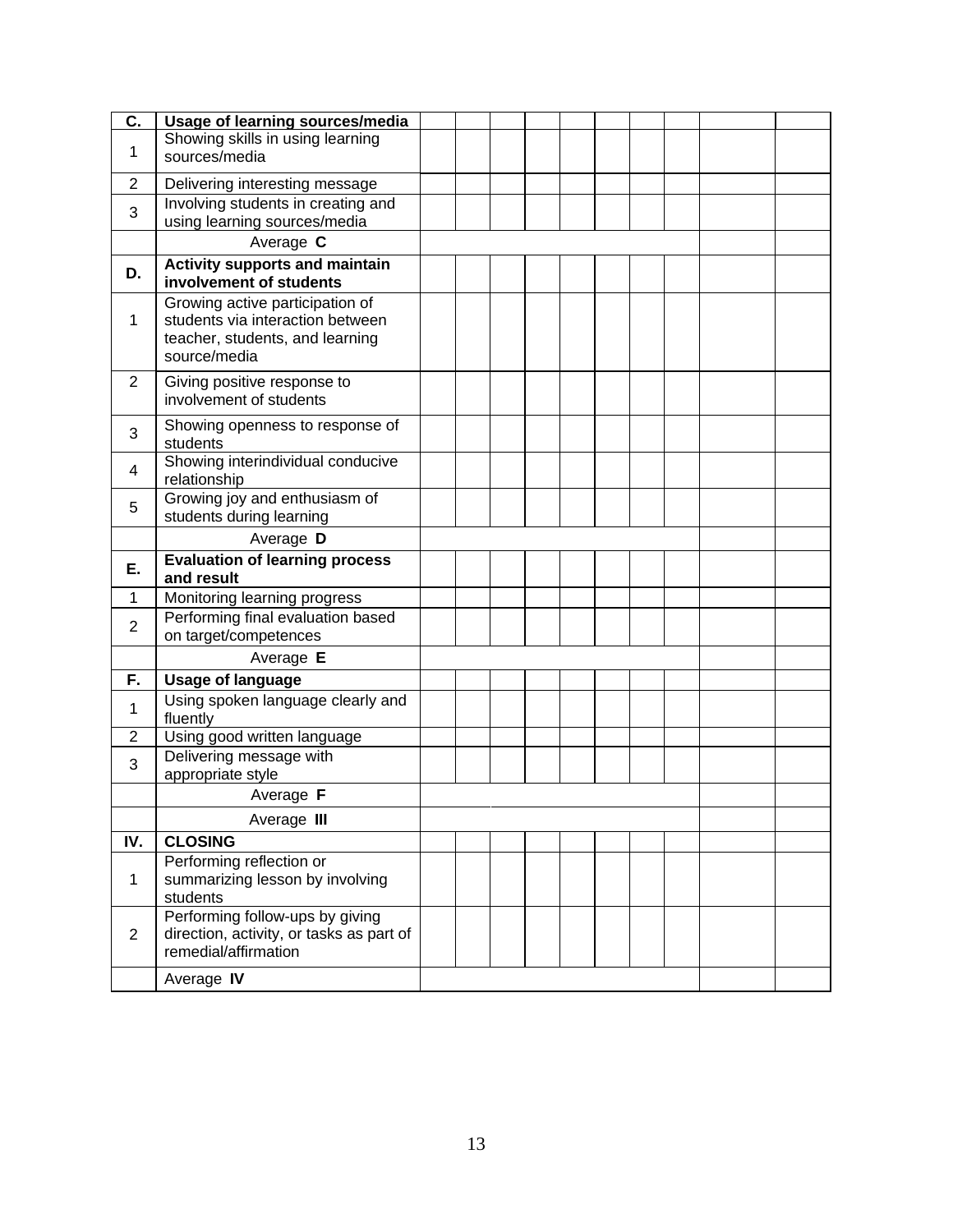| | | | | | | | | | | | |
|---|---|---|---|---|---|---|---|---|---|---|---|
| **C.** | **Usage of learning sources/media** | | | | | | | | | | |
| 1 | Showing skills in using learning sources/media | | | | | | | | | | |
| 2 | Delivering interesting message | | | | | | | | | | |
| 3 | Involving students in creating and using learning sources/media | | | | | | | | | | |
| | Average **C** | | | | | | | | | | |
| **D.** | **Activity supports and maintain involvement of students** | | | | | | | | | | |
| 1 | Growing active participation of students via interaction between teacher, students, and learning source/media | | | | | | | | | | |
| 2 | Giving positive response to involvement of students | | | | | | | | | | |
| 3 | Showing openness to response of students | | | | | | | | | | |
| 4 | Showing interindividual conducive relationship | | | | | | | | | | |
| 5 | Growing joy and enthusiasm of students during learning | | | | | | | | | | |
| | Average **D** | | | | | | | | | | |
| **E.** | **Evaluation of learning process and result** | | | | | | | | | | |
| 1 | Monitoring learning progress | | | | | | | | | | |
| 2 | Performing final evaluation based on target/competences | | | | | | | | | | |
| | Average **E** | | | | | | | | | | |
| **F.** | **Usage of language** | | | | | | | | | | |
| 1 | Using spoken language clearly and fluently | | | | | | | | | | |
| 2 | Using good written language | | | | | | | | | | |
| 3 | Delivering message with appropriate style | | | | | | | | | | |
| | Average **F** | | | | | | | | | | |
| | Average **III** | | | | | | | | | | |
| **IV.** | **CLOSING** | | | | | | | | | | |
| 1 | Performing reflection or summarizing lesson by involving students | | | | | | | | | | |
| 2 | Performing follow-ups by giving direction, activity, or tasks as part of remedial/affirmation | | | | | | | | | | |
| | Average **IV** | | | | | | | | | | |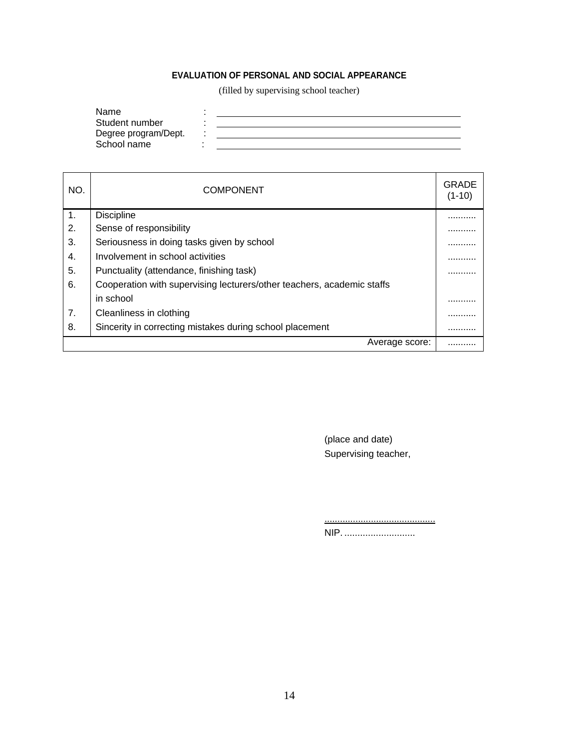## EVALUATION OF PERSONAL AND SOCIAL APPEARANCE

(filled by supervising school teacher)

Name : ____________________
Student number : ____________________
Degree program/Dept. : ____________________
School name : ____________________

| NO. | COMPONENT | GRADE (1-10) |
|---|---|---|
| 1. | Discipline | ........... |
| 2. | Sense of responsibility | ........... |
| 3. | Seriousness in doing tasks given by school | ........... |
| 4. | Involvement in school activities | ........... |
| 5. | Punctuality (attendance, finishing task) | ........... |
| 6. | Cooperation with supervising lecturers/other teachers, academic staffs in school | ........... |
| 7. | Cleanliness in clothing | ........... |
| 8. | Sincerity in correcting mistakes during school placement | ........... |
| | Average score: | ........... |

(place and date)
Supervising teacher,

..........................................
NIP. ...........................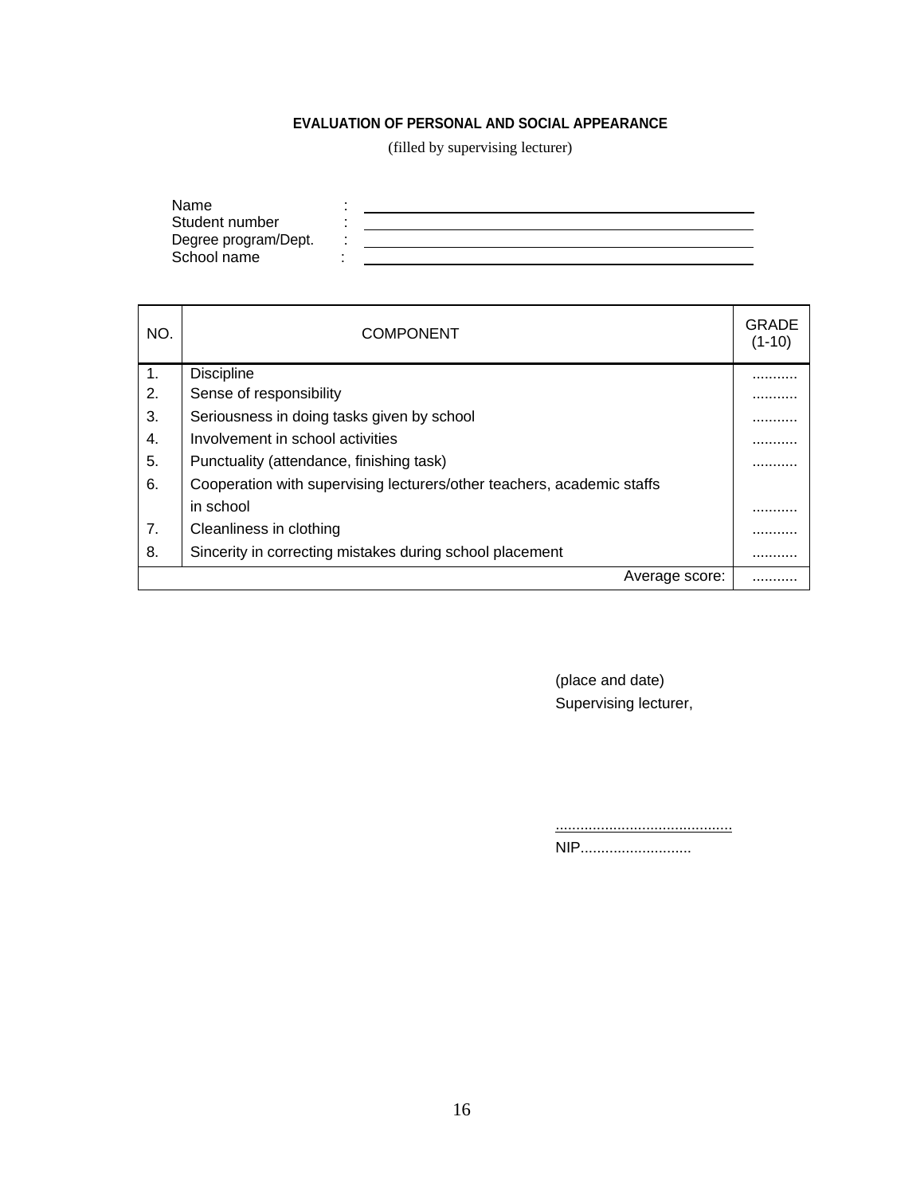**EVALUATION OF PERSONAL AND SOCIAL APPEARANCE**

(filled by supervising lecturer)

Name : \_\_\_\_\_\_\_\_\_\_\_\_\_\_\_\_\_\_\_\_\_\_\_\_\_\_\_\_\_\_\_\_

Student number : \_\_\_\_\_\_\_\_\_\_\_\_\_\_\_\_\_\_\_\_\_\_\_\_\_\_\_\_\_\_\_\_

Degree program/Dept. : \_\_\_\_\_\_\_\_\_\_\_\_\_\_\_\_\_\_\_\_\_\_\_\_\_\_\_\_\_\_\_\_

School name : \_\_\_\_\_\_\_\_\_\_\_\_\_\_\_\_\_\_\_\_\_\_\_\_\_\_\_\_\_\_\_\_

| NO. | COMPONENT | GRADE (1-10) |
|---|---|---|
| 1. | Discipline | ........... |
| 2. | Sense of responsibility | ........... |
| 3. | Seriousness in doing tasks given by school | ........... |
| 4. | Involvement in school activities | ........... |
| 5. | Punctuality (attendance, finishing task) | ........... |
| 6. | Cooperation with supervising lecturers/other teachers, academic staffs in school | ........... |
| 7. | Cleanliness in clothing | ........... |
| 8. | Sincerity in correcting mistakes during school placement | ........... |
| | Average score: | ........... |

(place and date)

Supervising lecturer,

...........................................

NIP...........................